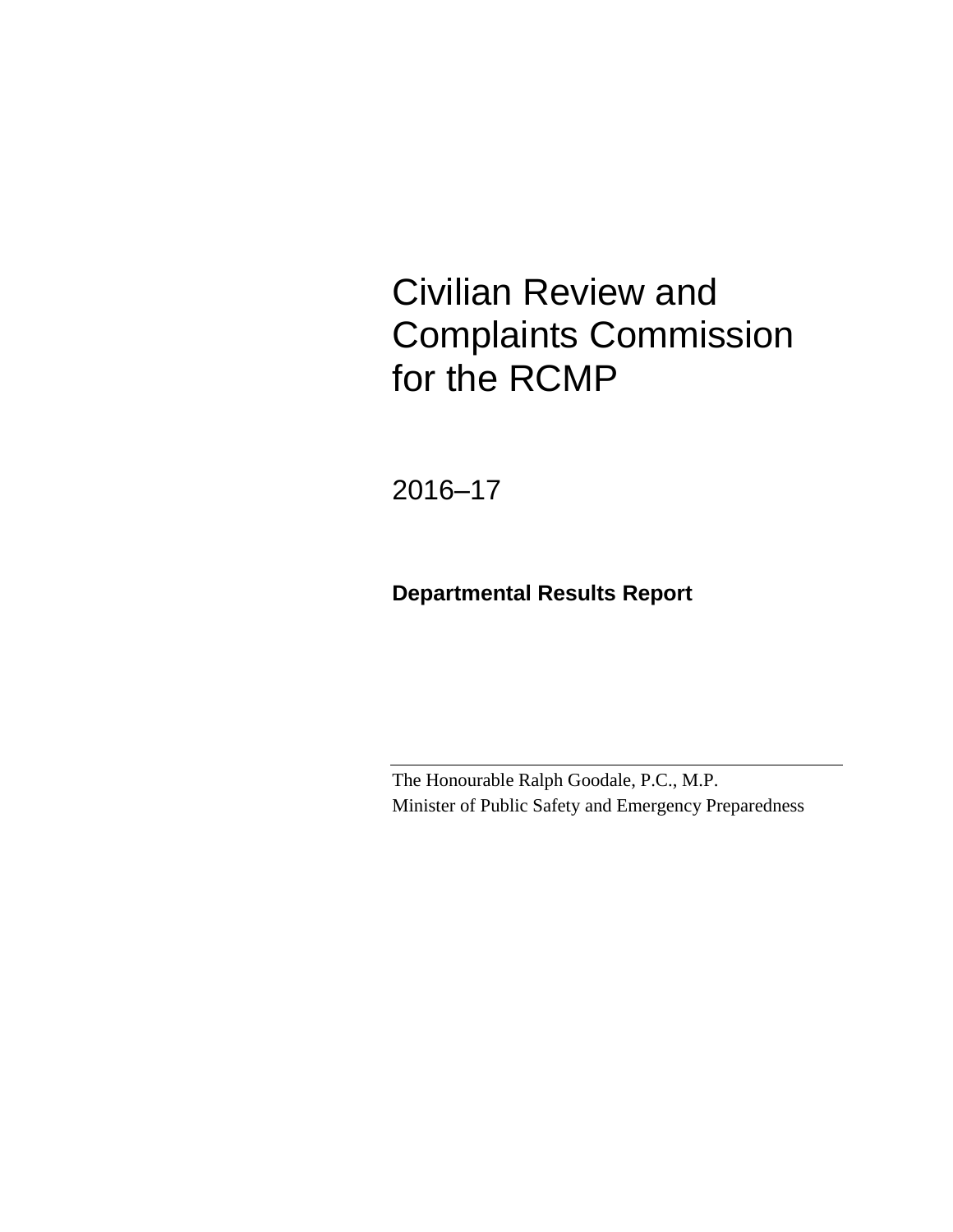# Civilian Review and Complaints Commission for the RCMP

2016–17

**Departmental Results Report**

---

The Honourable Ralph Goodale, P.C., M.P.
Minister of Public Safety and Emergency Preparedness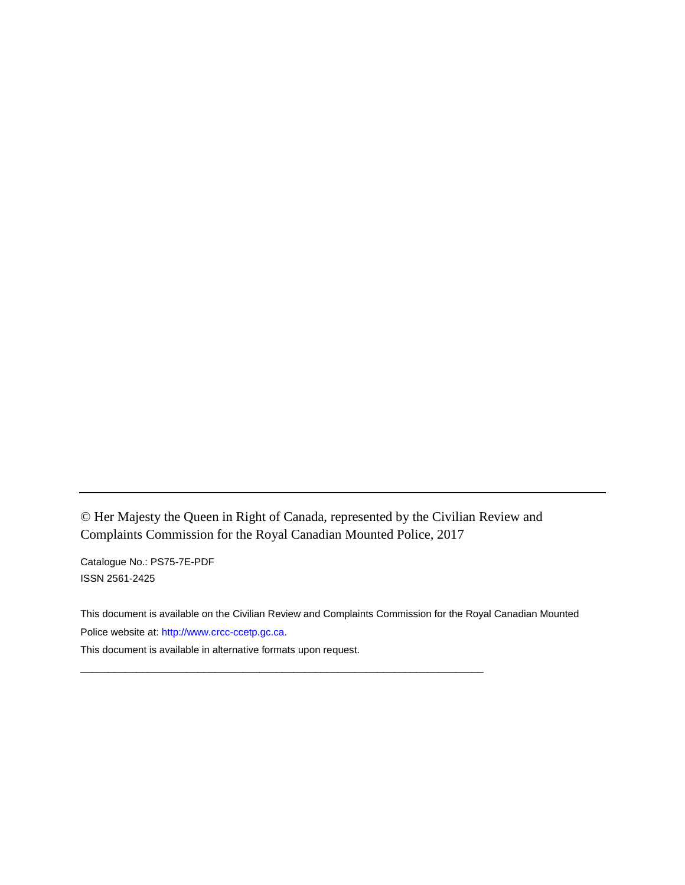---

© Her Majesty the Queen in Right of Canada, represented by the Civilian Review and Complaints Commission for the Royal Canadian Mounted Police, 2017

Catalogue No.: PS75-7E-PDF
ISSN 2561-2425

This document is available on the Civilian Review and Complaints Commission for the Royal Canadian Mounted Police website at: http://www.crcc-ccetp.gc.ca.

This document is available in alternative formats upon request.

---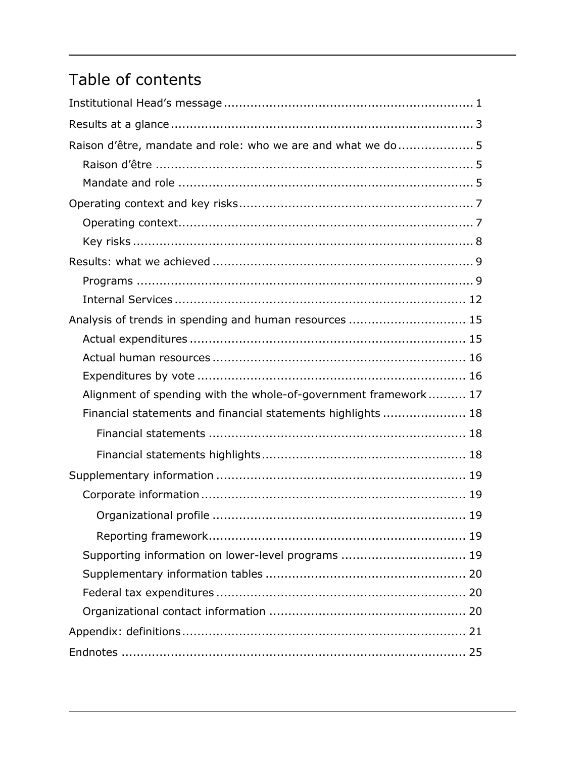# Table of contents

Institutional Head's message ................................................................ 1

Results at a glance ............................................................................. 3

Raison d'être, mandate and role: who we are and what we do .................... 5

- Raison d'être ................................................................................. 5
- Mandate and role ........................................................................... 5

Operating context and key risks ............................................................ 7

- Operating context ........................................................................... 7
- Key risks ....................................................................................... 8

Results: what we achieved ................................................................... 9

- Programs ....................................................................................... 9
- Internal Services ........................................................................... 12

Analysis of trends in spending and human resources .............................. 15

- Actual expenditures ....................................................................... 15
- Actual human resources ................................................................. 16
- Expenditures by vote ..................................................................... 16
- Alignment of spending with the whole-of-government framework .......... 17
- Financial statements and financial statements highlights ...................... 18
  - Financial statements .................................................................. 18
  - Financial statements highlights .................................................... 18

Supplementary information ................................................................ 19

- Corporate information .................................................................... 19
  - Organizational profile ................................................................. 19
  - Reporting framework .................................................................. 19
- Supporting information on lower-level programs ................................ 19
- Supplementary information tables .................................................... 20
- Federal tax expenditures ................................................................ 20
- Organizational contact information ................................................... 20

Appendix: definitions ......................................................................... 21

Endnotes .......................................................................................... 25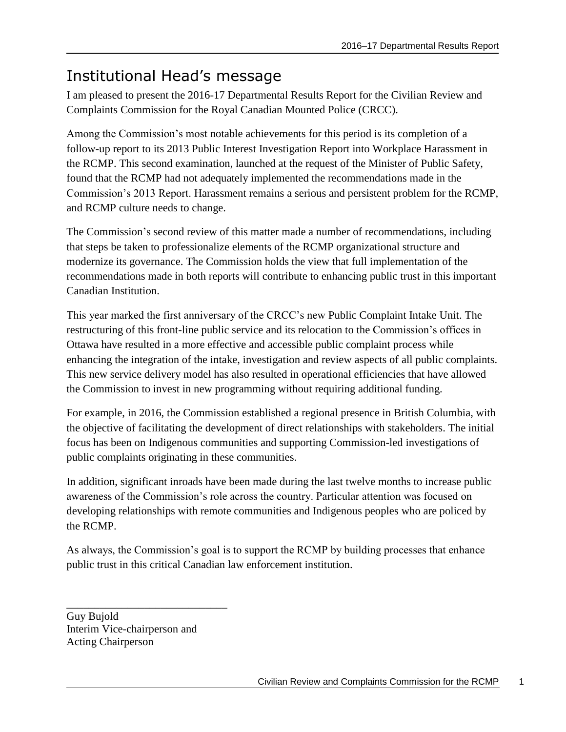# Institutional Head's message

I am pleased to present the 2016-17 Departmental Results Report for the Civilian Review and Complaints Commission for the Royal Canadian Mounted Police (CRCC).

Among the Commission's most notable achievements for this period is its completion of a follow-up report to its 2013 Public Interest Investigation Report into Workplace Harassment in the RCMP. This second examination, launched at the request of the Minister of Public Safety, found that the RCMP had not adequately implemented the recommendations made in the Commission's 2013 Report. Harassment remains a serious and persistent problem for the RCMP, and RCMP culture needs to change.

The Commission's second review of this matter made a number of recommendations, including that steps be taken to professionalize elements of the RCMP organizational structure and modernize its governance. The Commission holds the view that full implementation of the recommendations made in both reports will contribute to enhancing public trust in this important Canadian Institution.

This year marked the first anniversary of the CRCC's new Public Complaint Intake Unit. The restructuring of this front-line public service and its relocation to the Commission's offices in Ottawa have resulted in a more effective and accessible public complaint process while enhancing the integration of the intake, investigation and review aspects of all public complaints. This new service delivery model has also resulted in operational efficiencies that have allowed the Commission to invest in new programming without requiring additional funding.

For example, in 2016, the Commission established a regional presence in British Columbia, with the objective of facilitating the development of direct relationships with stakeholders. The initial focus has been on Indigenous communities and supporting Commission-led investigations of public complaints originating in these communities.

In addition, significant inroads have been made during the last twelve months to increase public awareness of the Commission's role across the country. Particular attention was focused on developing relationships with remote communities and Indigenous peoples who are policed by the RCMP.

As always, the Commission's goal is to support the RCMP by building processes that enhance public trust in this critical Canadian law enforcement institution.

_____________________________

Guy Bujold
Interim Vice-chairperson and
Acting Chairperson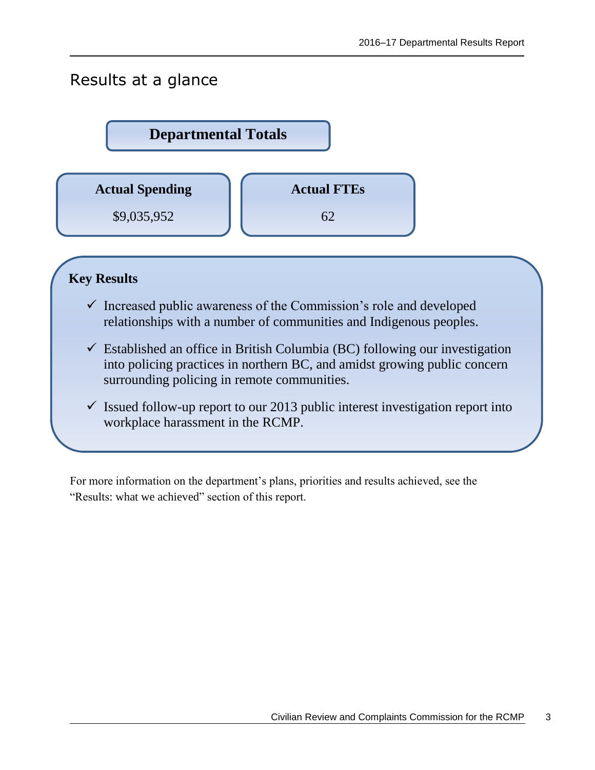# Results at a glance

**Departmental Totals**

| Actual Spending | Actual FTEs |
| --- | --- |
| $9,035,952 | 62 |

**Key Results**

- ✓ Increased public awareness of the Commission's role and developed relationships with a number of communities and Indigenous peoples.
- ✓ Established an office in British Columbia (BC) following our investigation into policing practices in northern BC, and amidst growing public concern surrounding policing in remote communities.
- ✓ Issued follow-up report to our 2013 public interest investigation report into workplace harassment in the RCMP.

For more information on the department's plans, priorities and results achieved, see the "Results: what we achieved" section of this report.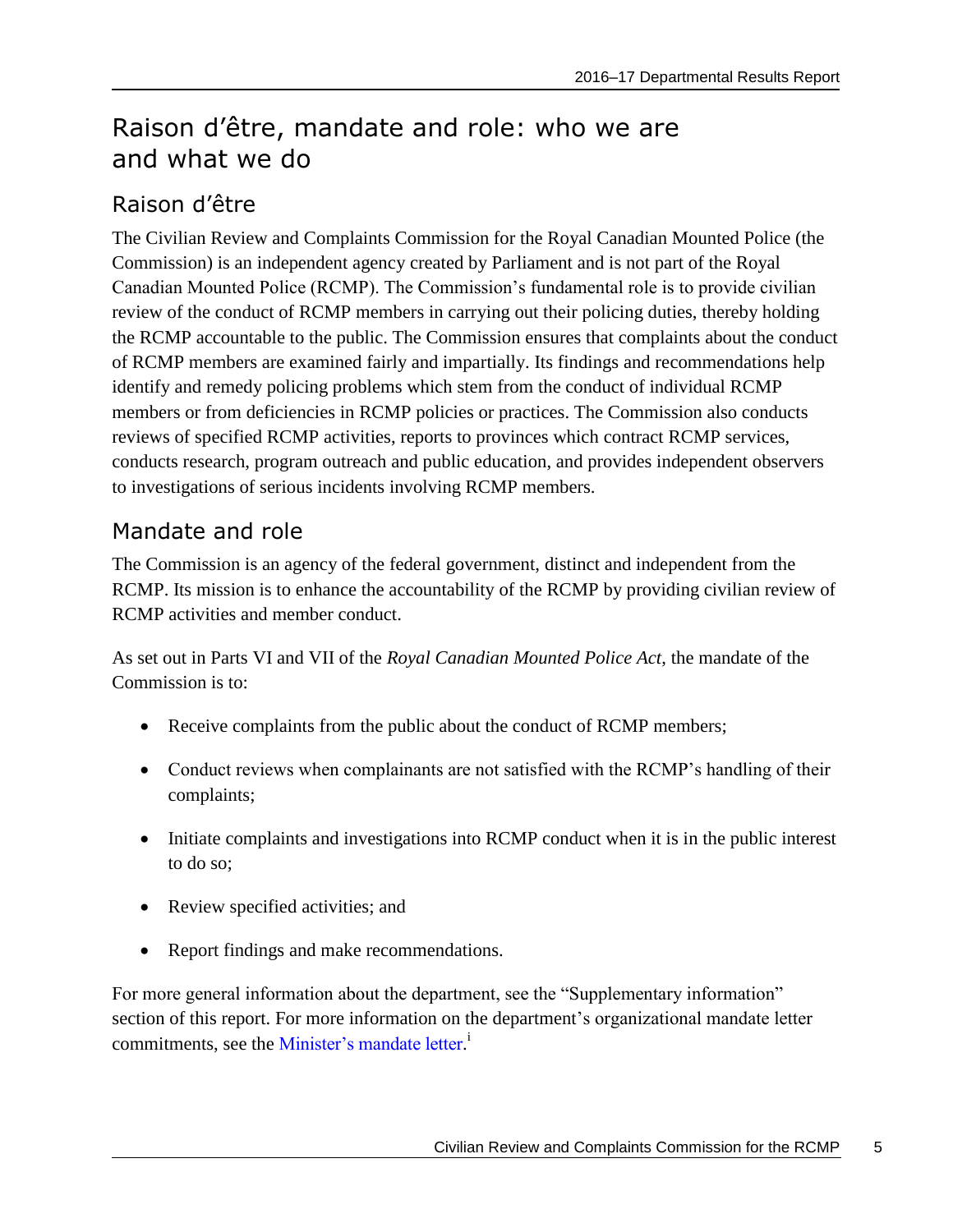# Raison d'être, mandate and role: who we are and what we do

## Raison d'être

The Civilian Review and Complaints Commission for the Royal Canadian Mounted Police (the Commission) is an independent agency created by Parliament and is not part of the Royal Canadian Mounted Police (RCMP). The Commission's fundamental role is to provide civilian review of the conduct of RCMP members in carrying out their policing duties, thereby holding the RCMP accountable to the public. The Commission ensures that complaints about the conduct of RCMP members are examined fairly and impartially. Its findings and recommendations help identify and remedy policing problems which stem from the conduct of individual RCMP members or from deficiencies in RCMP policies or practices. The Commission also conducts reviews of specified RCMP activities, reports to provinces which contract RCMP services, conducts research, program outreach and public education, and provides independent observers to investigations of serious incidents involving RCMP members.

## Mandate and role

The Commission is an agency of the federal government, distinct and independent from the RCMP. Its mission is to enhance the accountability of the RCMP by providing civilian review of RCMP activities and member conduct.

As set out in Parts VI and VII of the *Royal Canadian Mounted Police Act*, the mandate of the Commission is to:

- Receive complaints from the public about the conduct of RCMP members;
- Conduct reviews when complainants are not satisfied with the RCMP's handling of their complaints;
- Initiate complaints and investigations into RCMP conduct when it is in the public interest to do so;
- Review specified activities; and
- Report findings and make recommendations.

For more general information about the department, see the "Supplementary information" section of this report. For more information on the department's organizational mandate letter commitments, see the Minister's mandate letter.[i]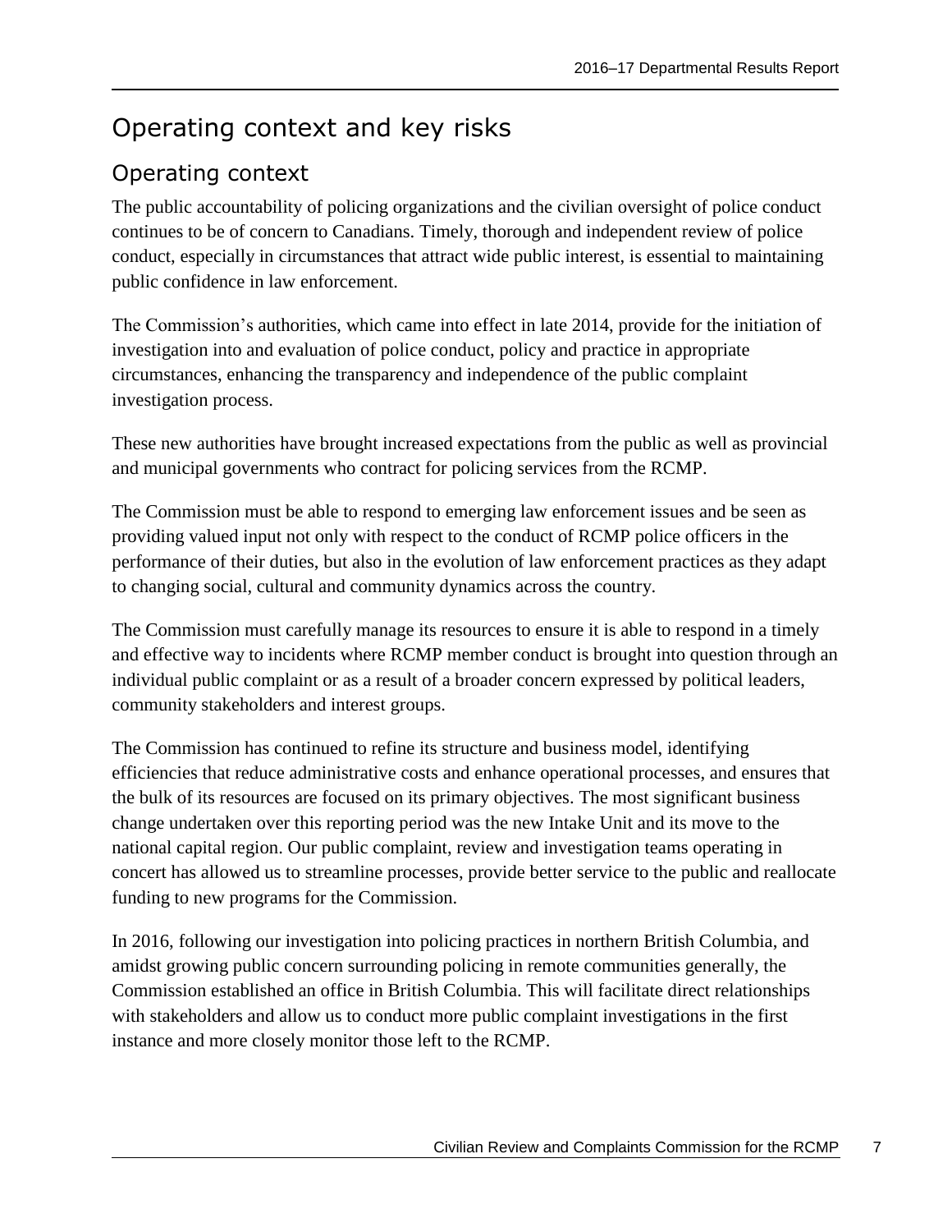# Operating context and key risks

## Operating context

The public accountability of policing organizations and the civilian oversight of police conduct continues to be of concern to Canadians. Timely, thorough and independent review of police conduct, especially in circumstances that attract wide public interest, is essential to maintaining public confidence in law enforcement.

The Commission's authorities, which came into effect in late 2014, provide for the initiation of investigation into and evaluation of police conduct, policy and practice in appropriate circumstances, enhancing the transparency and independence of the public complaint investigation process.

These new authorities have brought increased expectations from the public as well as provincial and municipal governments who contract for policing services from the RCMP.

The Commission must be able to respond to emerging law enforcement issues and be seen as providing valued input not only with respect to the conduct of RCMP police officers in the performance of their duties, but also in the evolution of law enforcement practices as they adapt to changing social, cultural and community dynamics across the country.

The Commission must carefully manage its resources to ensure it is able to respond in a timely and effective way to incidents where RCMP member conduct is brought into question through an individual public complaint or as a result of a broader concern expressed by political leaders, community stakeholders and interest groups.

The Commission has continued to refine its structure and business model, identifying efficiencies that reduce administrative costs and enhance operational processes, and ensures that the bulk of its resources are focused on its primary objectives. The most significant business change undertaken over this reporting period was the new Intake Unit and its move to the national capital region. Our public complaint, review and investigation teams operating in concert has allowed us to streamline processes, provide better service to the public and reallocate funding to new programs for the Commission.

In 2016, following our investigation into policing practices in northern British Columbia, and amidst growing public concern surrounding policing in remote communities generally, the Commission established an office in British Columbia. This will facilitate direct relationships with stakeholders and allow us to conduct more public complaint investigations in the first instance and more closely monitor those left to the RCMP.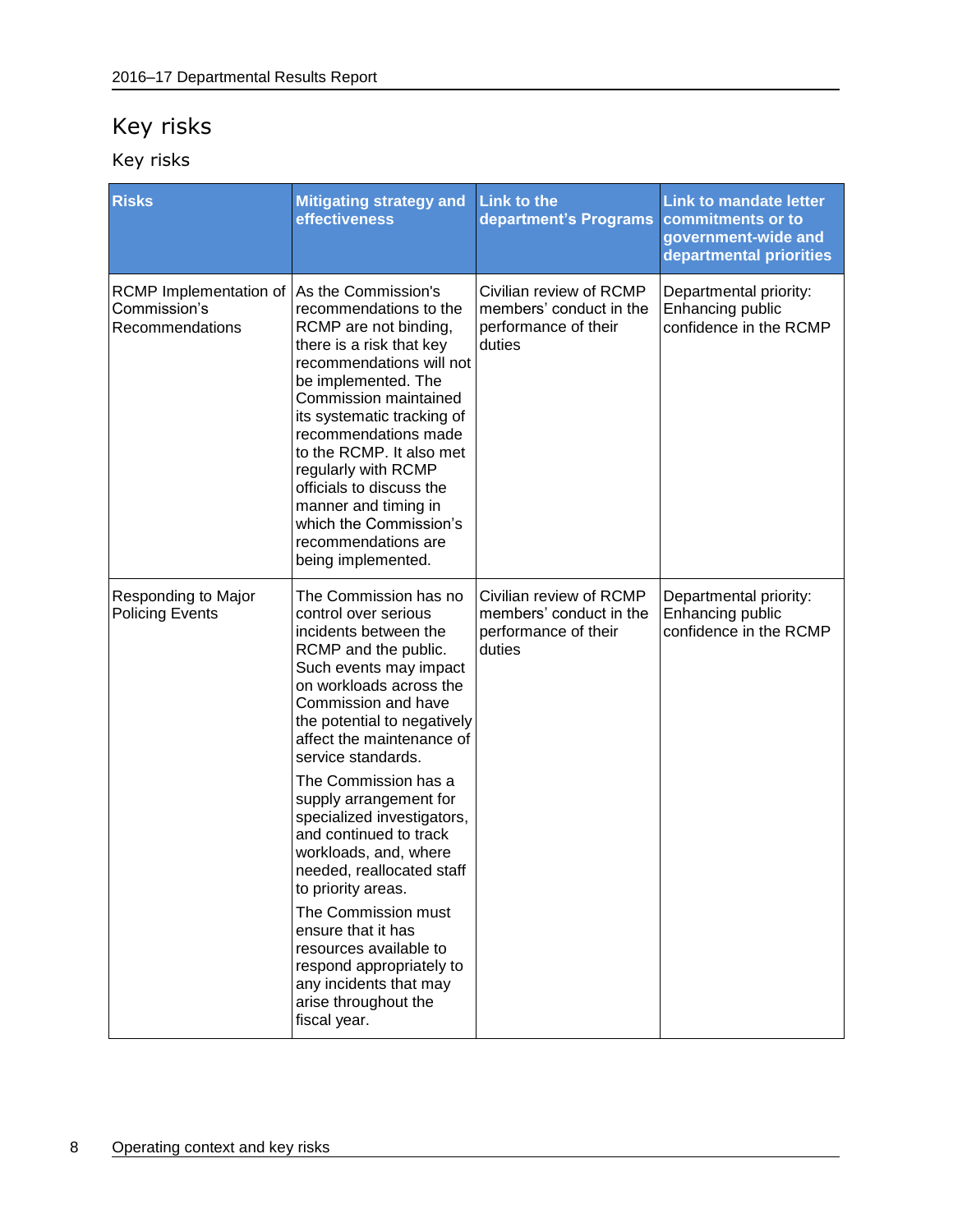## Key risks

### Key risks

| Risks | Mitigating strategy and effectiveness | Link to the department's Programs | Link to mandate letter commitments or to government-wide and departmental priorities |
|---|---|---|---|
| RCMP Implementation of Commission's Recommendations | As the Commission's recommendations to the RCMP are not binding, there is a risk that key recommendations will not be implemented. The Commission maintained its systematic tracking of recommendations made to the RCMP. It also met regularly with RCMP officials to discuss the manner and timing in which the Commission's recommendations are being implemented. | Civilian review of RCMP members' conduct in the performance of their duties | Departmental priority: Enhancing public confidence in the RCMP |
| Responding to Major Policing Events | The Commission has no control over serious incidents between the RCMP and the public. Such events may impact on workloads across the Commission and have the potential to negatively affect the maintenance of service standards.<br><br>The Commission has a supply arrangement for specialized investigators, and continued to track workloads, and, where needed, reallocated staff to priority areas.<br><br>The Commission must ensure that it has resources available to respond appropriately to any incidents that may arise throughout the fiscal year. | Civilian review of RCMP members' conduct in the performance of their duties | Departmental priority: Enhancing public confidence in the RCMP |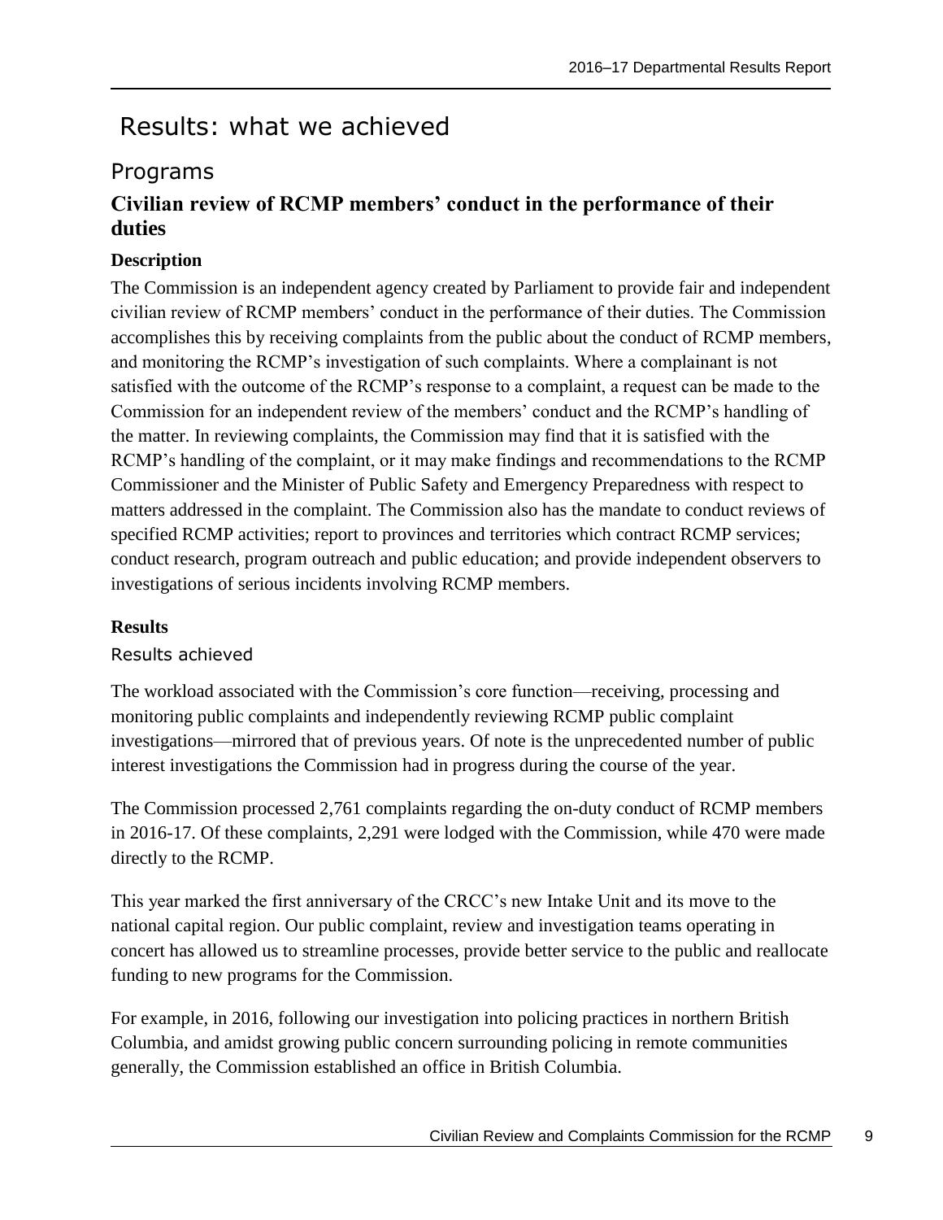# Results: what we achieved

## Programs

### Civilian review of RCMP members' conduct in the performance of their duties

#### Description

The Commission is an independent agency created by Parliament to provide fair and independent civilian review of RCMP members' conduct in the performance of their duties. The Commission accomplishes this by receiving complaints from the public about the conduct of RCMP members, and monitoring the RCMP's investigation of such complaints. Where a complainant is not satisfied with the outcome of the RCMP's response to a complaint, a request can be made to the Commission for an independent review of the members' conduct and the RCMP's handling of the matter. In reviewing complaints, the Commission may find that it is satisfied with the RCMP's handling of the complaint, or it may make findings and recommendations to the RCMP Commissioner and the Minister of Public Safety and Emergency Preparedness with respect to matters addressed in the complaint. The Commission also has the mandate to conduct reviews of specified RCMP activities; report to provinces and territories which contract RCMP services; conduct research, program outreach and public education; and provide independent observers to investigations of serious incidents involving RCMP members.

#### Results

##### Results achieved

The workload associated with the Commission's core function—receiving, processing and monitoring public complaints and independently reviewing RCMP public complaint investigations—mirrored that of previous years. Of note is the unprecedented number of public interest investigations the Commission had in progress during the course of the year.

The Commission processed 2,761 complaints regarding the on-duty conduct of RCMP members in 2016-17. Of these complaints, 2,291 were lodged with the Commission, while 470 were made directly to the RCMP.

This year marked the first anniversary of the CRCC's new Intake Unit and its move to the national capital region. Our public complaint, review and investigation teams operating in concert has allowed us to streamline processes, provide better service to the public and reallocate funding to new programs for the Commission.

For example, in 2016, following our investigation into policing practices in northern British Columbia, and amidst growing public concern surrounding policing in remote communities generally, the Commission established an office in British Columbia.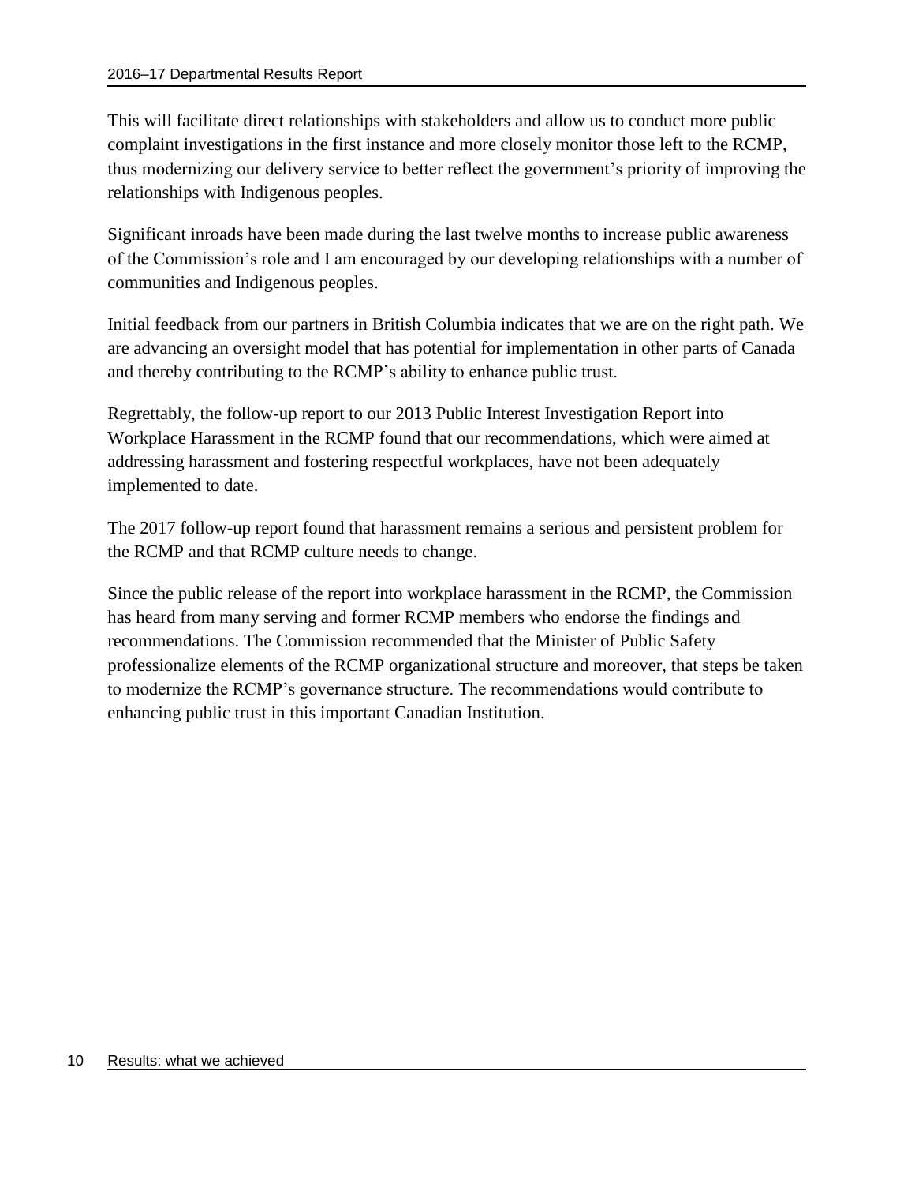This will facilitate direct relationships with stakeholders and allow us to conduct more public complaint investigations in the first instance and more closely monitor those left to the RCMP, thus modernizing our delivery service to better reflect the government's priority of improving the relationships with Indigenous peoples.

Significant inroads have been made during the last twelve months to increase public awareness of the Commission's role and I am encouraged by our developing relationships with a number of communities and Indigenous peoples.

Initial feedback from our partners in British Columbia indicates that we are on the right path. We are advancing an oversight model that has potential for implementation in other parts of Canada and thereby contributing to the RCMP's ability to enhance public trust.

Regrettably, the follow-up report to our 2013 Public Interest Investigation Report into Workplace Harassment in the RCMP found that our recommendations, which were aimed at addressing harassment and fostering respectful workplaces, have not been adequately implemented to date.

The 2017 follow-up report found that harassment remains a serious and persistent problem for the RCMP and that RCMP culture needs to change.

Since the public release of the report into workplace harassment in the RCMP, the Commission has heard from many serving and former RCMP members who endorse the findings and recommendations. The Commission recommended that the Minister of Public Safety professionalize elements of the RCMP organizational structure and moreover, that steps be taken to modernize the RCMP's governance structure. The recommendations would contribute to enhancing public trust in this important Canadian Institution.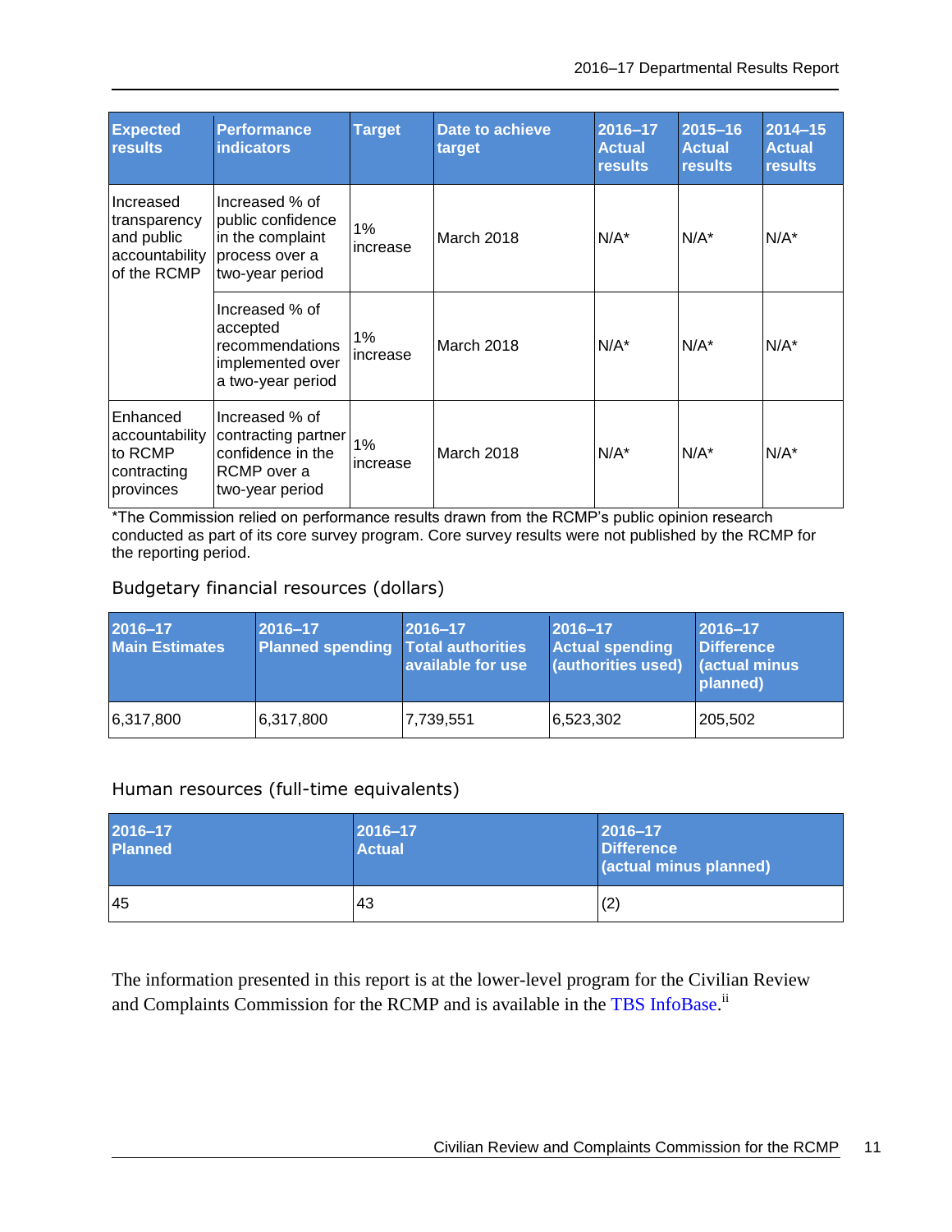| Expected results | Performance indicators | Target | Date to achieve target | 2016–17 Actual results | 2015–16 Actual results | 2014–15 Actual results |
|---|---|---|---|---|---|---|
| Increased transparency and public accountability of the RCMP | Increased % of public confidence in the complaint process over a two-year period | 1% increase | March 2018 | N/A* | N/A* | N/A* |
| | Increased % of accepted recommendations implemented over a two-year period | 1% increase | March 2018 | N/A* | N/A* | N/A* |
| Enhanced accountability to RCMP contracting provinces | Increased % of contracting partner confidence in the RCMP over a two-year period | 1% increase | March 2018 | N/A* | N/A* | N/A* |

*The Commission relied on performance results drawn from the RCMP's public opinion research conducted as part of its core survey program. Core survey results were not published by the RCMP for the reporting period.

### Budgetary financial resources (dollars)

| 2016–17 Main Estimates | 2016–17 Planned spending | 2016–17 Total authorities available for use | 2016–17 Actual spending (authorities used) | 2016–17 Difference (actual minus planned) |
|---|---|---|---|---|
| 6,317,800 | 6,317,800 | 7,739,551 | 6,523,302 | 205,502 |

### Human resources (full-time equivalents)

| 2016–17 Planned | 2016–17 Actual | 2016–17 Difference (actual minus planned) |
|---|---|---|
| 45 | 43 | (2) |

The information presented in this report is at the lower-level program for the Civilian Review and Complaints Commission for the RCMP and is available in the TBS InfoBase.[ii]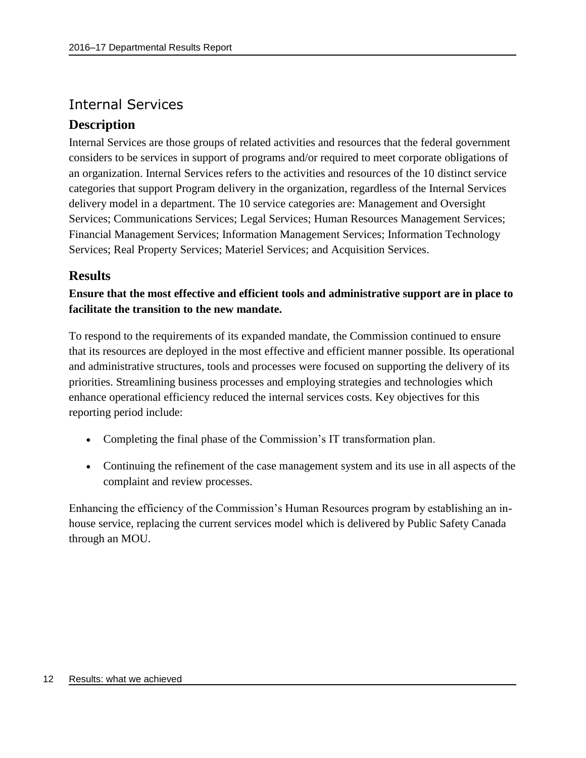## Internal Services

### Description

Internal Services are those groups of related activities and resources that the federal government considers to be services in support of programs and/or required to meet corporate obligations of an organization. Internal Services refers to the activities and resources of the 10 distinct service categories that support Program delivery in the organization, regardless of the Internal Services delivery model in a department. The 10 service categories are: Management and Oversight Services; Communications Services; Legal Services; Human Resources Management Services; Financial Management Services; Information Management Services; Information Technology Services; Real Property Services; Materiel Services; and Acquisition Services.

### Results

**Ensure that the most effective and efficient tools and administrative support are in place to facilitate the transition to the new mandate.**

To respond to the requirements of its expanded mandate, the Commission continued to ensure that its resources are deployed in the most effective and efficient manner possible. Its operational and administrative structures, tools and processes were focused on supporting the delivery of its priorities. Streamlining business processes and employing strategies and technologies which enhance operational efficiency reduced the internal services costs. Key objectives for this reporting period include:

- Completing the final phase of the Commission's IT transformation plan.
- Continuing the refinement of the case management system and its use in all aspects of the complaint and review processes.

Enhancing the efficiency of the Commission's Human Resources program by establishing an in-house service, replacing the current services model which is delivered by Public Safety Canada through an MOU.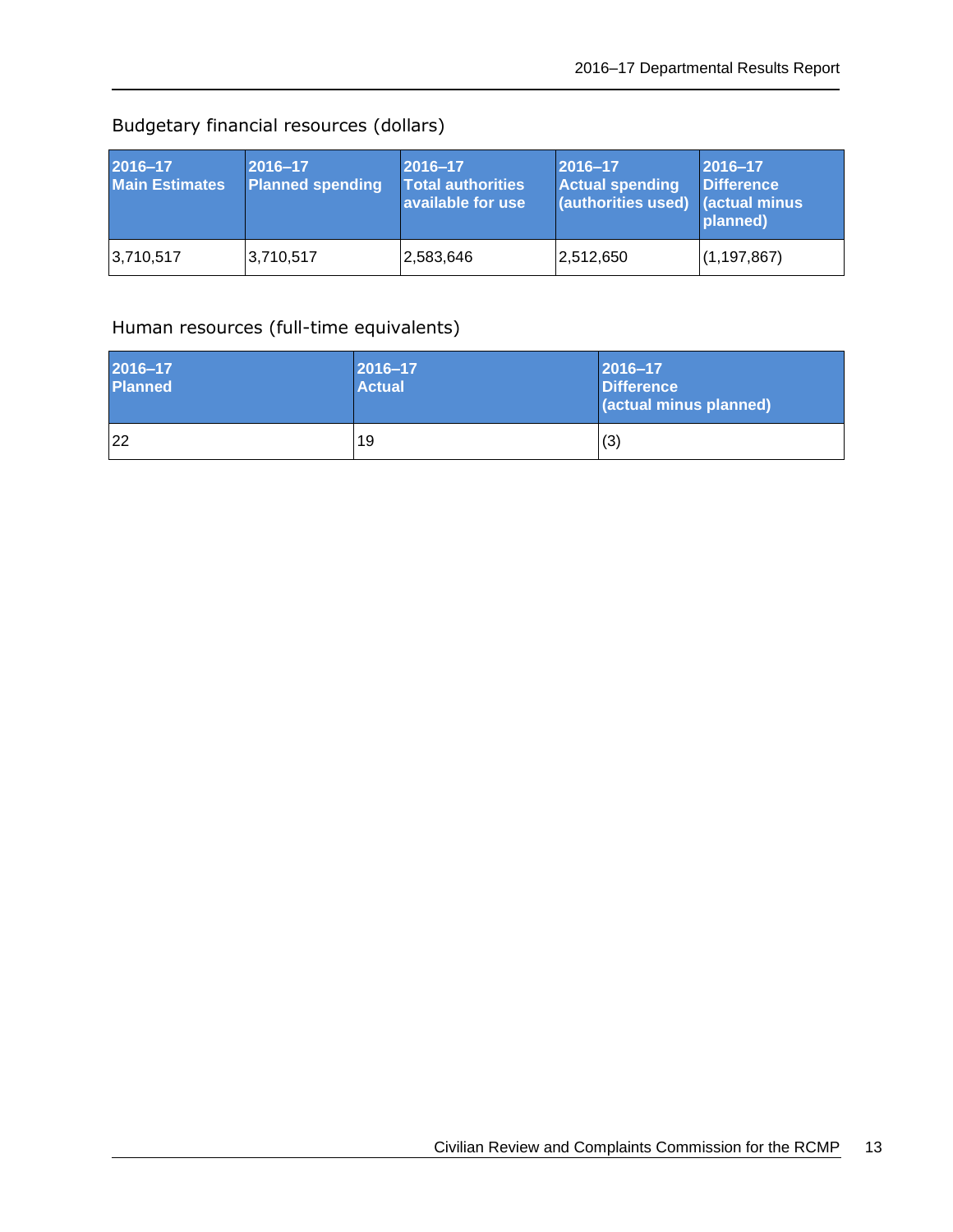Budgetary financial resources (dollars)

| 2016–17 Main Estimates | 2016–17 Planned spending | 2016–17 Total authorities available for use | 2016–17 Actual spending (authorities used) | 2016–17 Difference (actual minus planned) |
|---|---|---|---|---|
| 3,710,517 | 3,710,517 | 2,583,646 | 2,512,650 | (1,197,867) |

Human resources (full-time equivalents)

| 2016–17 Planned | 2016–17 Actual | 2016–17 Difference (actual minus planned) |
|---|---|---|
| 22 | 19 | (3) |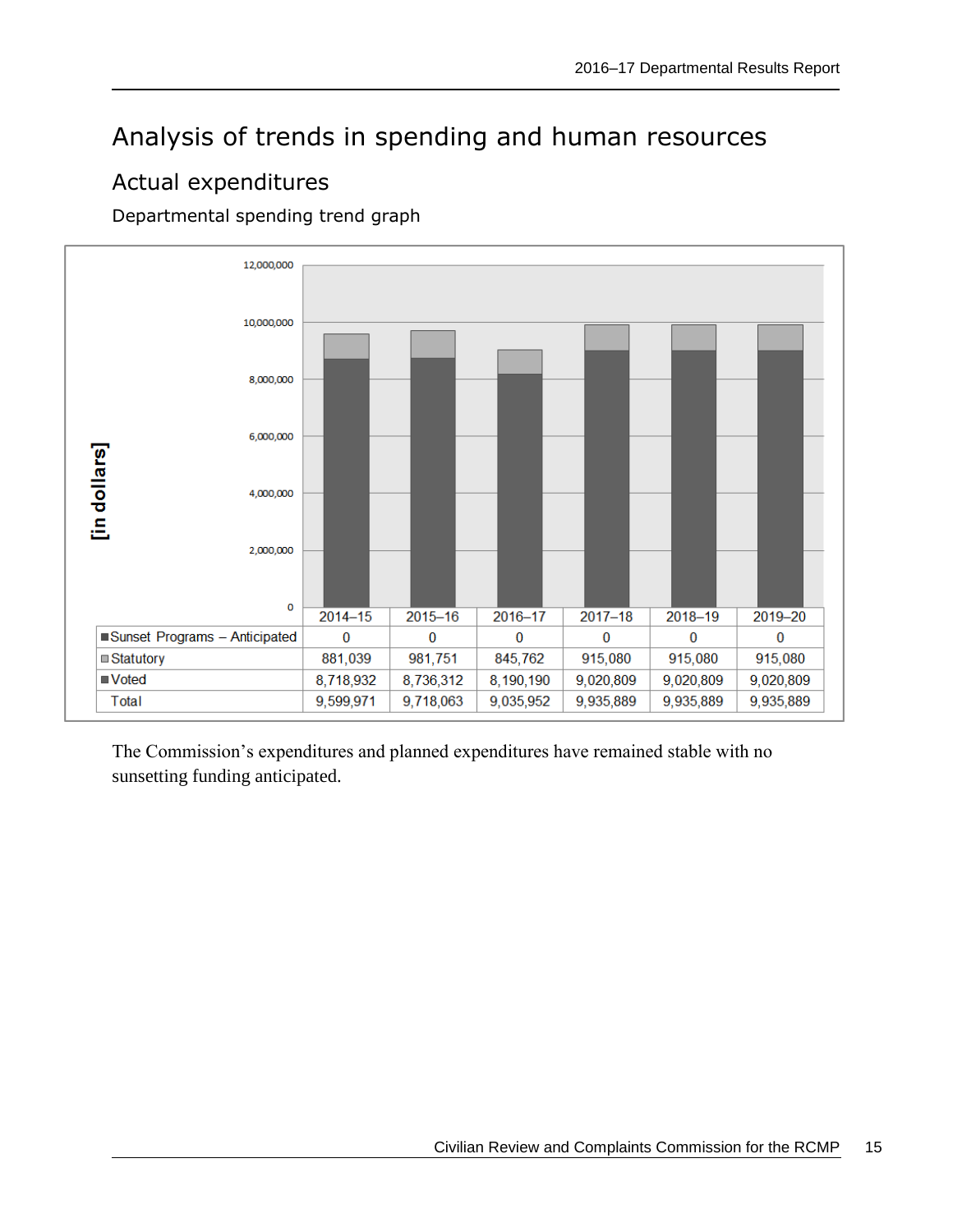# Analysis of trends in spending and human resources

## Actual expenditures

### Departmental spending trend graph

| [in dollars] | 2014–15 | 2015–16 | 2016–17 | 2017–18 | 2018–19 | 2019–20 |
|---|---|---|---|---|---|---|
| Sunset Programs – Anticipated | 0 | 0 | 0 | 0 | 0 | 0 |
| Statutory | 881,039 | 981,751 | 845,762 | 915,080 | 915,080 | 915,080 |
| Voted | 8,718,932 | 8,736,312 | 8,190,190 | 9,020,809 | 9,020,809 | 9,020,809 |
| Total | 9,599,971 | 9,718,063 | 9,035,952 | 9,935,889 | 9,935,889 | 9,935,889 |

The Commission's expenditures and planned expenditures have remained stable with no sunsetting funding anticipated.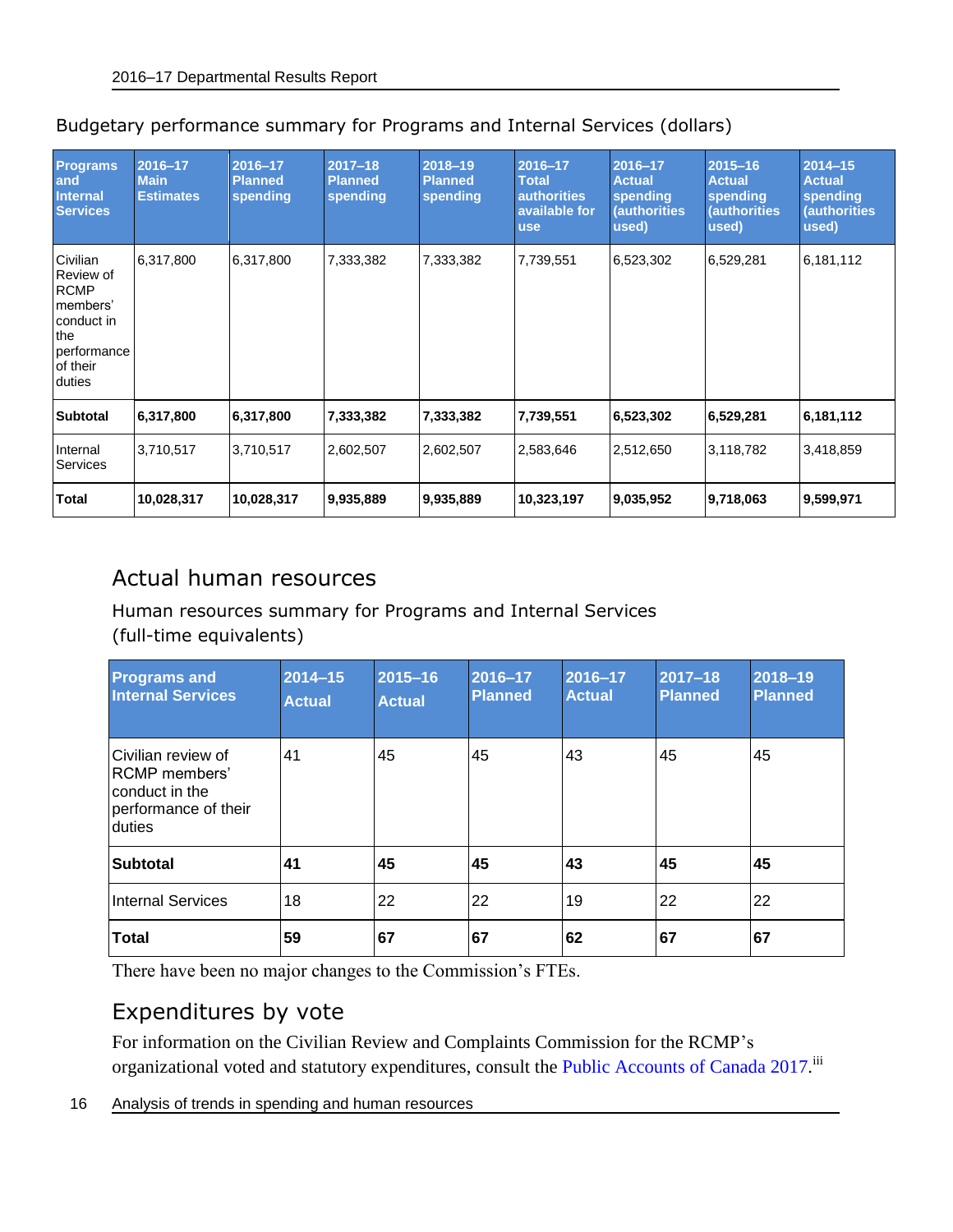Budgetary performance summary for Programs and Internal Services (dollars)

| Programs and Internal Services | 2016–17 Main Estimates | 2016–17 Planned spending | 2017–18 Planned spending | 2018–19 Planned spending | 2016–17 Total authorities available for use | 2016–17 Actual spending (authorities used) | 2015–16 Actual spending (authorities used) | 2014–15 Actual spending (authorities used) |
|---|---|---|---|---|---|---|---|---|
| Civilian Review of RCMP members' conduct in the performance of their duties | 6,317,800 | 6,317,800 | 7,333,382 | 7,333,382 | 7,739,551 | 6,523,302 | 6,529,281 | 6,181,112 |
| **Subtotal** | **6,317,800** | **6,317,800** | **7,333,382** | **7,333,382** | **7,739,551** | **6,523,302** | **6,529,281** | **6,181,112** |
| Internal Services | 3,710,517 | 3,710,517 | 2,602,507 | 2,602,507 | 2,583,646 | 2,512,650 | 3,118,782 | 3,418,859 |
| **Total** | **10,028,317** | **10,028,317** | **9,935,889** | **9,935,889** | **10,323,197** | **9,035,952** | **9,718,063** | **9,599,971** |

## Actual human resources

Human resources summary for Programs and Internal Services (full-time equivalents)

| Programs and Internal Services | 2014–15 Actual | 2015–16 Actual | 2016–17 Planned | 2016–17 Actual | 2017–18 Planned | 2018–19 Planned |
|---|---|---|---|---|---|---|
| Civilian review of RCMP members' conduct in the performance of their duties | 41 | 45 | 45 | 43 | 45 | 45 |
| **Subtotal** | **41** | **45** | **45** | **43** | **45** | **45** |
| Internal Services | 18 | 22 | 22 | 19 | 22 | 22 |
| **Total** | **59** | **67** | **67** | **62** | **67** | **67** |

There have been no major changes to the Commission's FTEs.

## Expenditures by vote

For information on the Civilian Review and Complaints Commission for the RCMP's organizational voted and statutory expenditures, consult the Public Accounts of Canada 2017.[iii]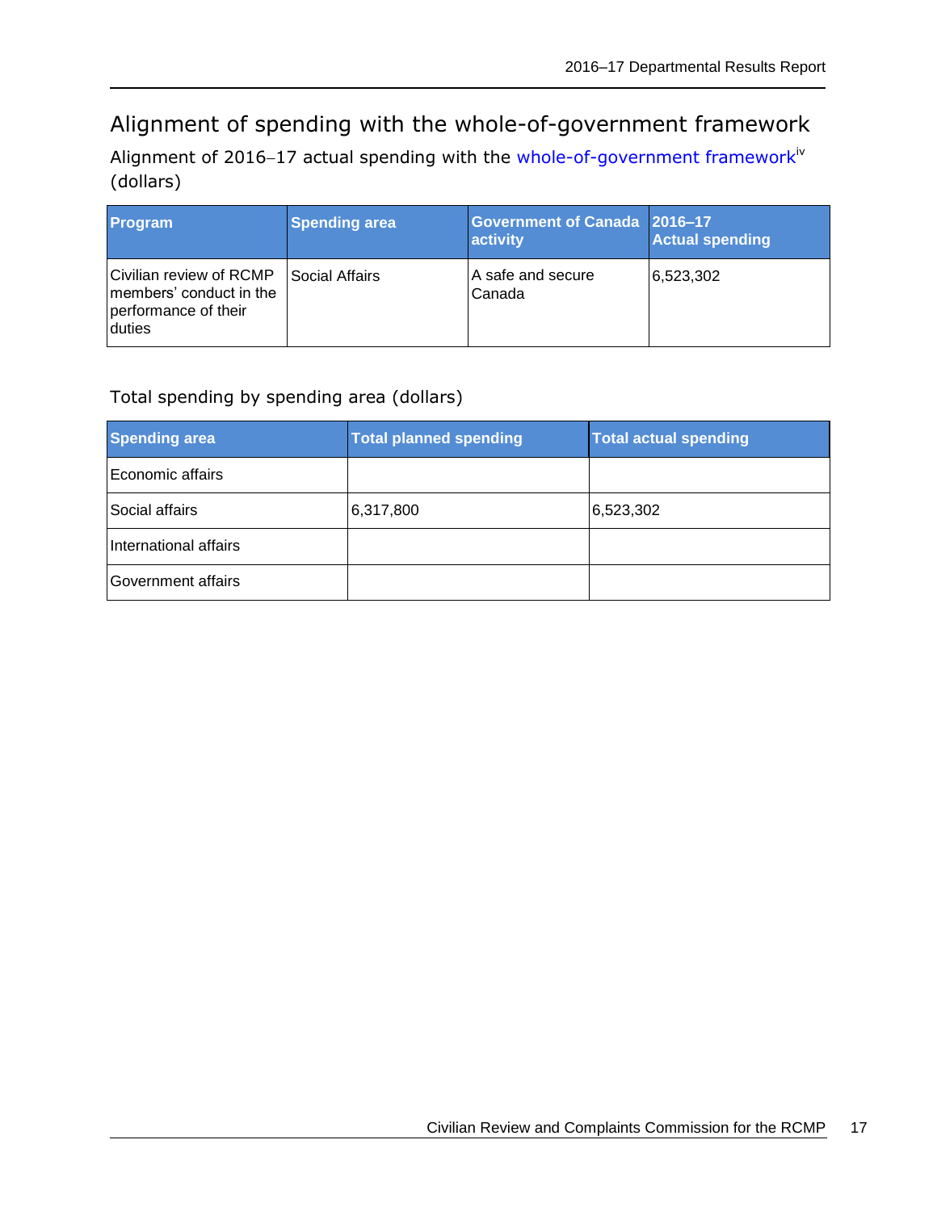## Alignment of spending with the whole-of-government framework

Alignment of 2016–17 actual spending with the whole-of-government framework[iv] (dollars)

| Program | Spending area | Government of Canada activity | 2016–17 Actual spending |
|---|---|---|---|
| Civilian review of RCMP members' conduct in the performance of their duties | Social Affairs | A safe and secure Canada | 6,523,302 |

Total spending by spending area (dollars)

| Spending area | Total planned spending | Total actual spending |
|---|---|---|
| Economic affairs | | |
| Social affairs | 6,317,800 | 6,523,302 |
| International affairs | | |
| Government affairs | | |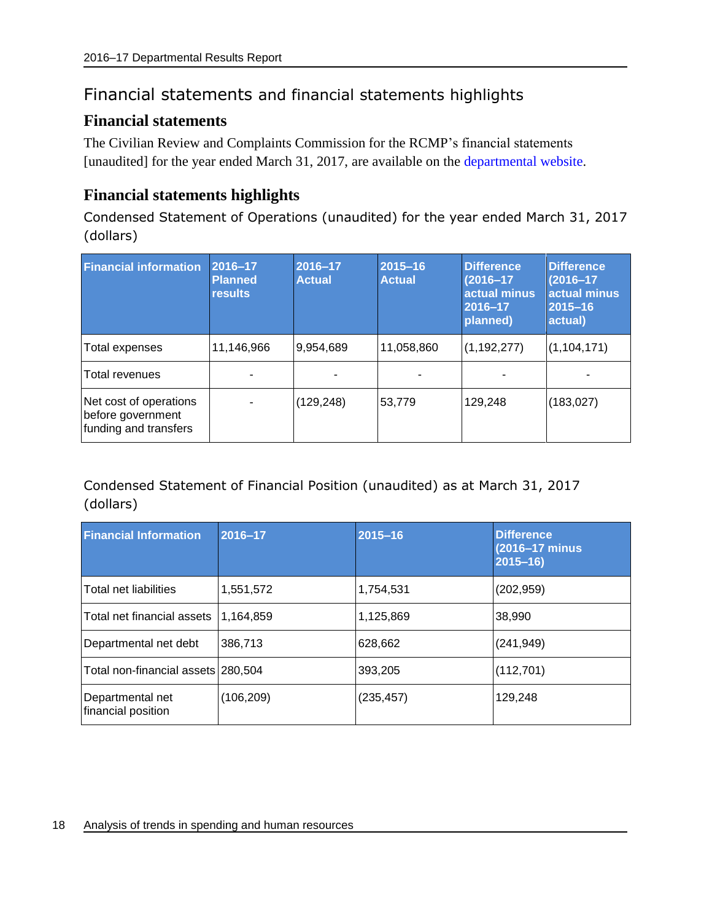## Financial statements and financial statements highlights

### Financial statements

The Civilian Review and Complaints Commission for the RCMP's financial statements [unaudited] for the year ended March 31, 2017, are available on the departmental website.

### Financial statements highlights

Condensed Statement of Operations (unaudited) for the year ended March 31, 2017 (dollars)

| Financial information | 2016–17 Planned results | 2016–17 Actual | 2015–16 Actual | Difference (2016–17 actual minus 2016–17 planned) | Difference (2016–17 actual minus 2015–16 actual) |
|---|---|---|---|---|---|
| Total expenses | 11,146,966 | 9,954,689 | 11,058,860 | (1,192,277) | (1,104,171) |
| Total revenues | - | - | - | - | - |
| Net cost of operations before government funding and transfers | - | (129,248) | 53,779 | 129,248 | (183,027) |

Condensed Statement of Financial Position (unaudited) as at March 31, 2017 (dollars)

| Financial Information | 2016–17 | 2015–16 | Difference (2016–17 minus 2015–16) |
|---|---|---|---|
| Total net liabilities | 1,551,572 | 1,754,531 | (202,959) |
| Total net financial assets | 1,164,859 | 1,125,869 | 38,990 |
| Departmental net debt | 386,713 | 628,662 | (241,949) |
| Total non-financial assets | 280,504 | 393,205 | (112,701) |
| Departmental net financial position | (106,209) | (235,457) | 129,248 |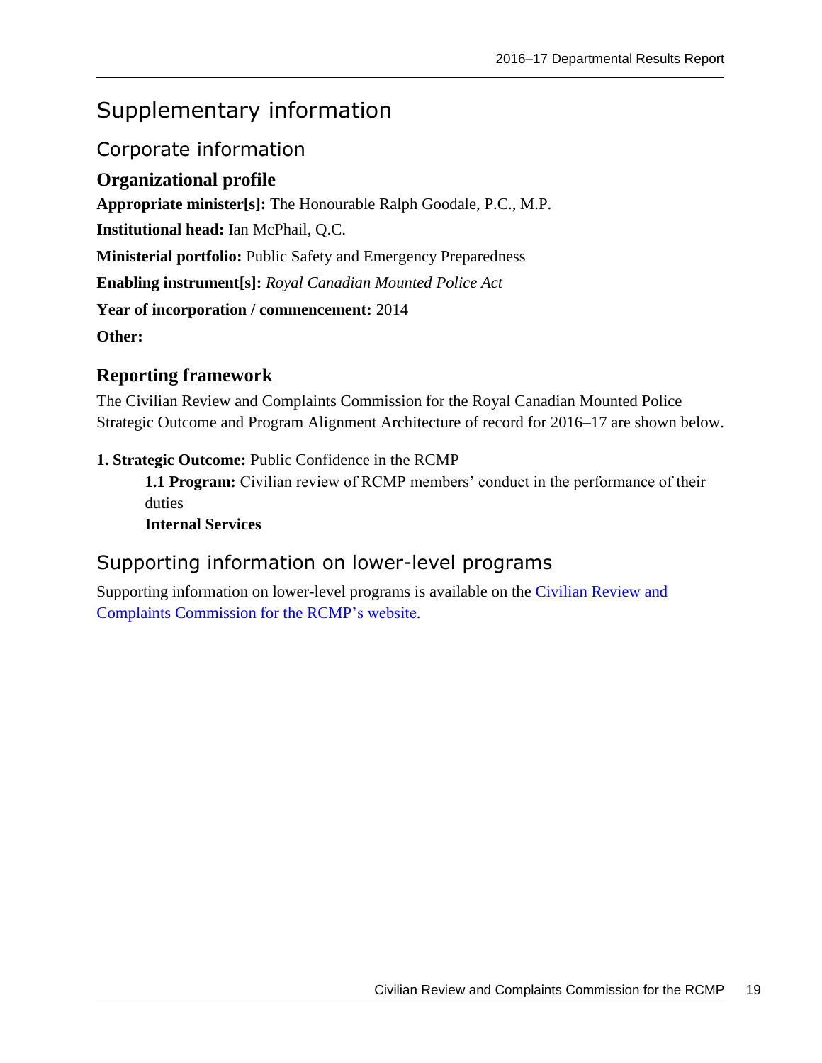# Supplementary information

## Corporate information

### Organizational profile

**Appropriate minister[s]:** The Honourable Ralph Goodale, P.C., M.P.

**Institutional head:** Ian McPhail, Q.C.

**Ministerial portfolio:** Public Safety and Emergency Preparedness

**Enabling instrument[s]:** *Royal Canadian Mounted Police Act*

**Year of incorporation / commencement:** 2014

**Other:**

### Reporting framework

The Civilian Review and Complaints Commission for the Royal Canadian Mounted Police Strategic Outcome and Program Alignment Architecture of record for 2016–17 are shown below.

**1. Strategic Outcome:** Public Confidence in the RCMP

> **1.1 Program:** Civilian review of RCMP members' conduct in the performance of their duties
>
> **Internal Services**

## Supporting information on lower-level programs

Supporting information on lower-level programs is available on the Civilian Review and Complaints Commission for the RCMP's website.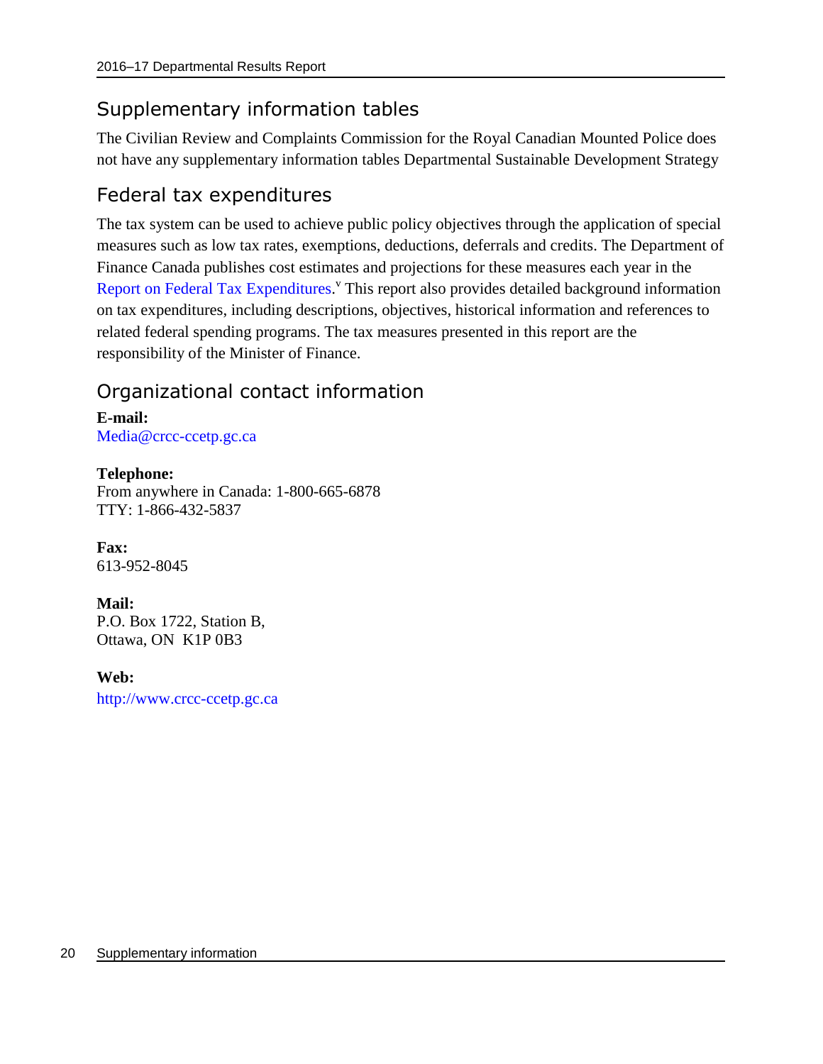## Supplementary information tables

The Civilian Review and Complaints Commission for the Royal Canadian Mounted Police does not have any supplementary information tables Departmental Sustainable Development Strategy

## Federal tax expenditures

The tax system can be used to achieve public policy objectives through the application of special measures such as low tax rates, exemptions, deductions, deferrals and credits. The Department of Finance Canada publishes cost estimates and projections for these measures each year in the Report on Federal Tax Expenditures.[v] This report also provides detailed background information on tax expenditures, including descriptions, objectives, historical information and references to related federal spending programs. The tax measures presented in this report are the responsibility of the Minister of Finance.

## Organizational contact information

**E-mail:**
Media@crcc-ccetp.gc.ca

**Telephone:**
From anywhere in Canada: 1-800-665-6878
TTY: 1-866-432-5837

**Fax:**
613-952-8045

**Mail:**
P.O. Box 1722, Station B,
Ottawa, ON K1P 0B3

**Web:**
http://www.crcc-ccetp.gc.ca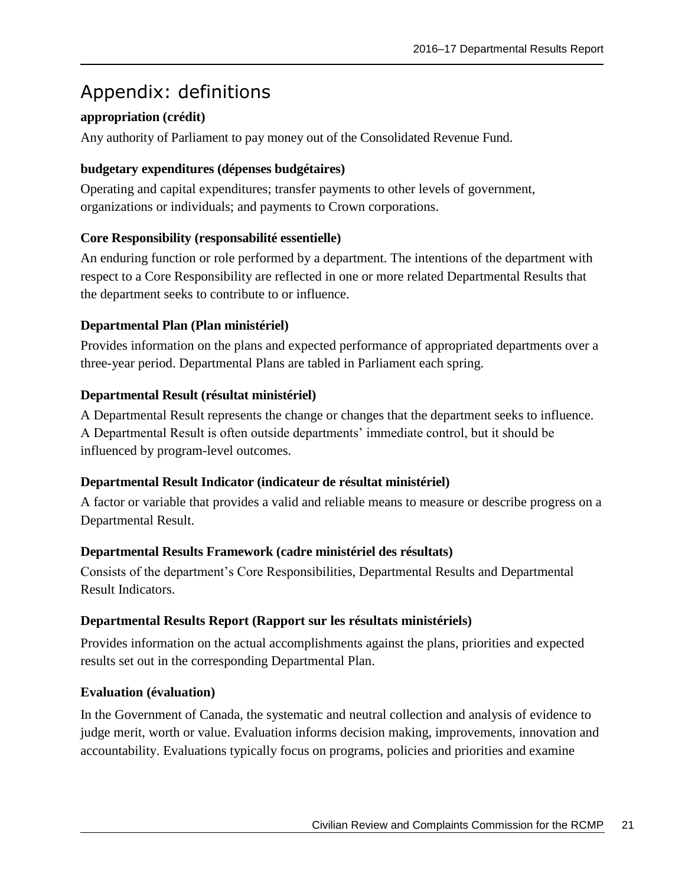# Appendix: definitions

**appropriation (crédit)**

Any authority of Parliament to pay money out of the Consolidated Revenue Fund.

**budgetary expenditures (dépenses budgétaires)**

Operating and capital expenditures; transfer payments to other levels of government, organizations or individuals; and payments to Crown corporations.

**Core Responsibility (responsabilité essentielle)**

An enduring function or role performed by a department. The intentions of the department with respect to a Core Responsibility are reflected in one or more related Departmental Results that the department seeks to contribute to or influence.

**Departmental Plan (Plan ministériel)**

Provides information on the plans and expected performance of appropriated departments over a three-year period. Departmental Plans are tabled in Parliament each spring.

**Departmental Result (résultat ministériel)**

A Departmental Result represents the change or changes that the department seeks to influence. A Departmental Result is often outside departments' immediate control, but it should be influenced by program-level outcomes.

**Departmental Result Indicator (indicateur de résultat ministériel)**

A factor or variable that provides a valid and reliable means to measure or describe progress on a Departmental Result.

**Departmental Results Framework (cadre ministériel des résultats)**

Consists of the department's Core Responsibilities, Departmental Results and Departmental Result Indicators.

**Departmental Results Report (Rapport sur les résultats ministériels)**

Provides information on the actual accomplishments against the plans, priorities and expected results set out in the corresponding Departmental Plan.

**Evaluation (évaluation)**

In the Government of Canada, the systematic and neutral collection and analysis of evidence to judge merit, worth or value. Evaluation informs decision making, improvements, innovation and accountability. Evaluations typically focus on programs, policies and priorities and examine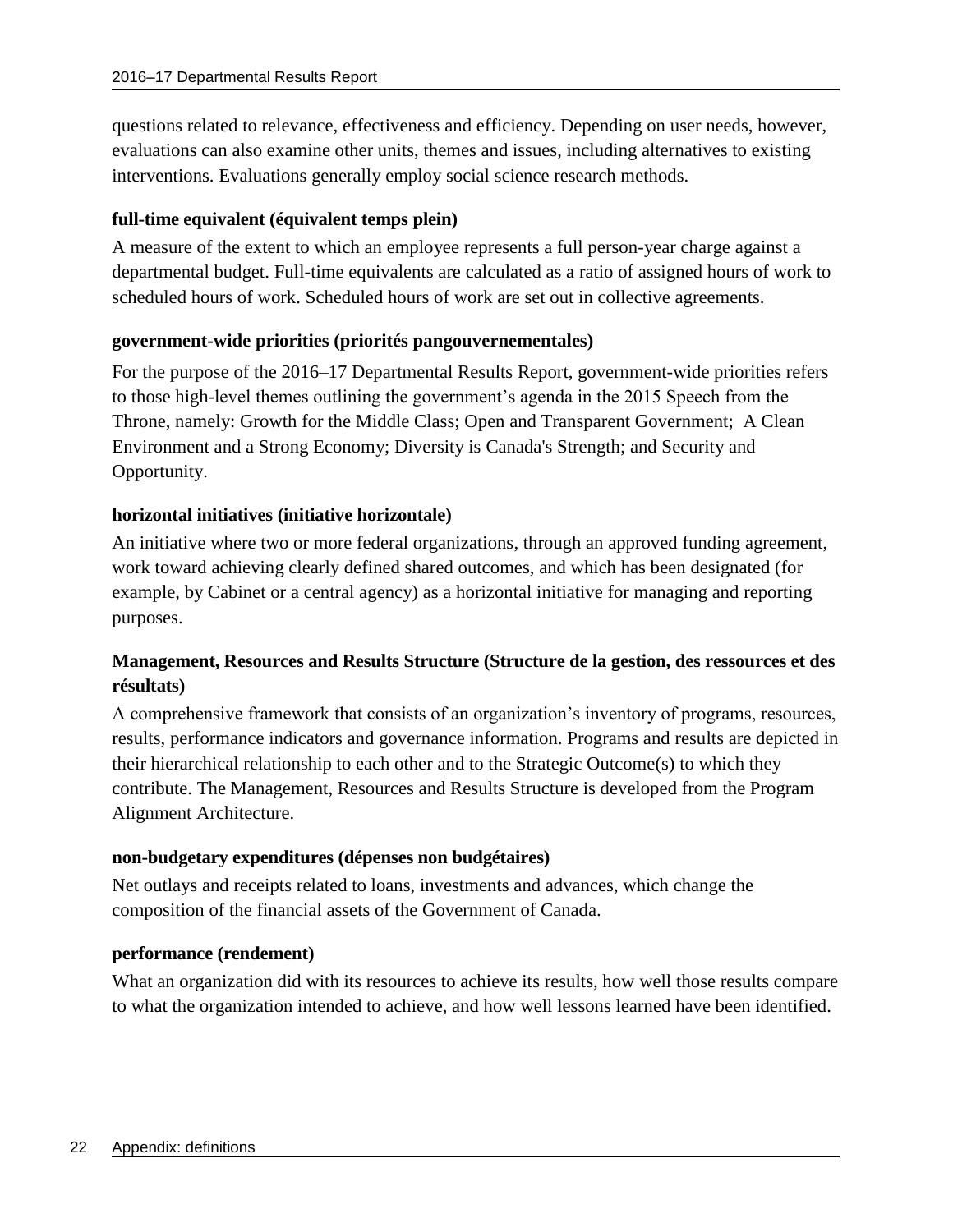questions related to relevance, effectiveness and efficiency. Depending on user needs, however, evaluations can also examine other units, themes and issues, including alternatives to existing interventions. Evaluations generally employ social science research methods.

**full-time equivalent (équivalent temps plein)**

A measure of the extent to which an employee represents a full person-year charge against a departmental budget. Full-time equivalents are calculated as a ratio of assigned hours of work to scheduled hours of work. Scheduled hours of work are set out in collective agreements.

**government-wide priorities (priorités pangouvernementales)**

For the purpose of the 2016–17 Departmental Results Report, government-wide priorities refers to those high-level themes outlining the government's agenda in the 2015 Speech from the Throne, namely: Growth for the Middle Class; Open and Transparent Government; A Clean Environment and a Strong Economy; Diversity is Canada's Strength; and Security and Opportunity.

**horizontal initiatives (initiative horizontale)**

An initiative where two or more federal organizations, through an approved funding agreement, work toward achieving clearly defined shared outcomes, and which has been designated (for example, by Cabinet or a central agency) as a horizontal initiative for managing and reporting purposes.

**Management, Resources and Results Structure (Structure de la gestion, des ressources et des résultats)**

A comprehensive framework that consists of an organization's inventory of programs, resources, results, performance indicators and governance information. Programs and results are depicted in their hierarchical relationship to each other and to the Strategic Outcome(s) to which they contribute. The Management, Resources and Results Structure is developed from the Program Alignment Architecture.

**non-budgetary expenditures (dépenses non budgétaires)**

Net outlays and receipts related to loans, investments and advances, which change the composition of the financial assets of the Government of Canada.

**performance (rendement)**

What an organization did with its resources to achieve its results, how well those results compare to what the organization intended to achieve, and how well lessons learned have been identified.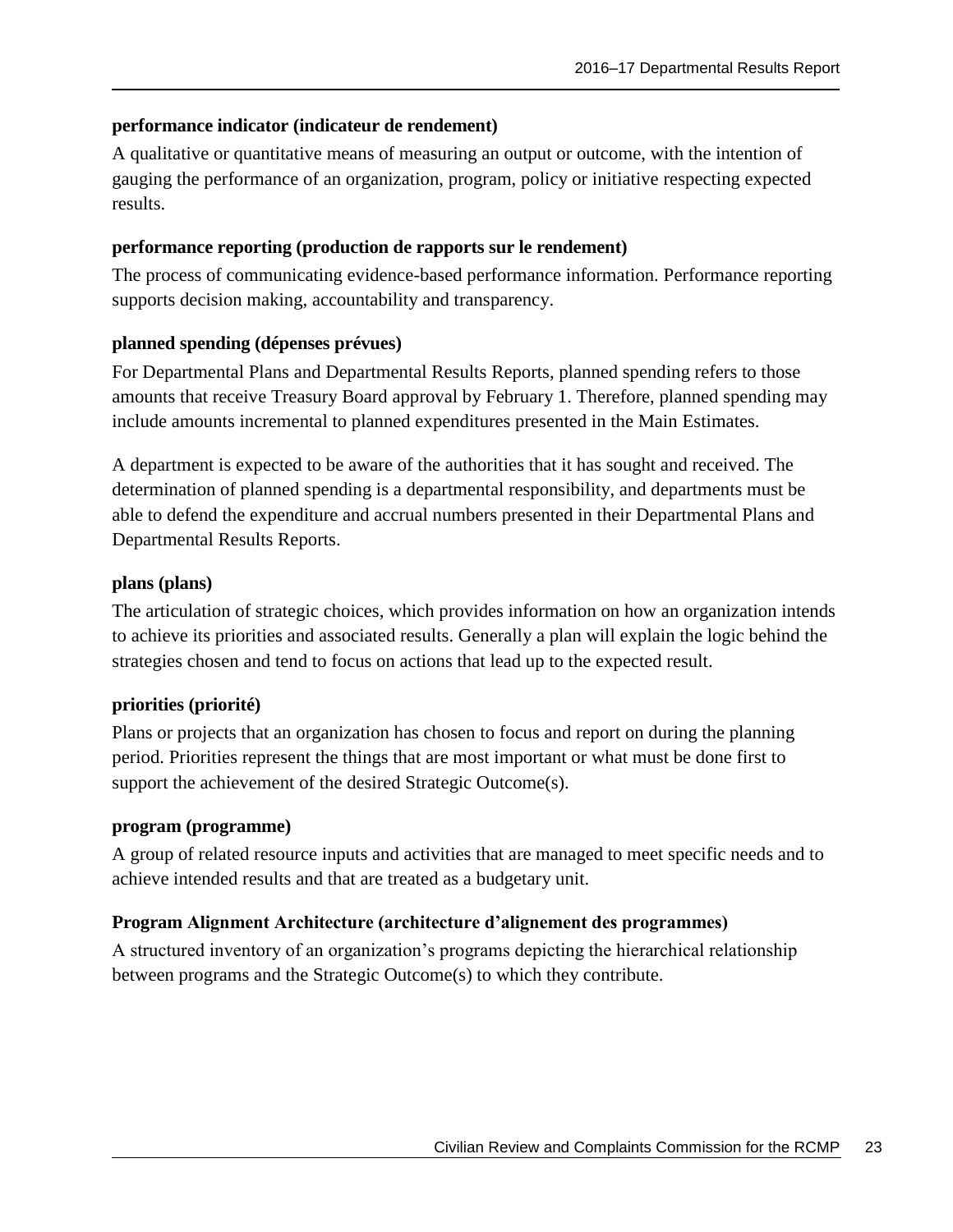**performance indicator (indicateur de rendement)**

A qualitative or quantitative means of measuring an output or outcome, with the intention of gauging the performance of an organization, program, policy or initiative respecting expected results.

**performance reporting (production de rapports sur le rendement)**

The process of communicating evidence-based performance information. Performance reporting supports decision making, accountability and transparency.

**planned spending (dépenses prévues)**

For Departmental Plans and Departmental Results Reports, planned spending refers to those amounts that receive Treasury Board approval by February 1. Therefore, planned spending may include amounts incremental to planned expenditures presented in the Main Estimates.

A department is expected to be aware of the authorities that it has sought and received. The determination of planned spending is a departmental responsibility, and departments must be able to defend the expenditure and accrual numbers presented in their Departmental Plans and Departmental Results Reports.

**plans (plans)**

The articulation of strategic choices, which provides information on how an organization intends to achieve its priorities and associated results. Generally a plan will explain the logic behind the strategies chosen and tend to focus on actions that lead up to the expected result.

**priorities (priorité)**

Plans or projects that an organization has chosen to focus and report on during the planning period. Priorities represent the things that are most important or what must be done first to support the achievement of the desired Strategic Outcome(s).

**program (programme)**

A group of related resource inputs and activities that are managed to meet specific needs and to achieve intended results and that are treated as a budgetary unit.

**Program Alignment Architecture (architecture d'alignement des programmes)**

A structured inventory of an organization's programs depicting the hierarchical relationship between programs and the Strategic Outcome(s) to which they contribute.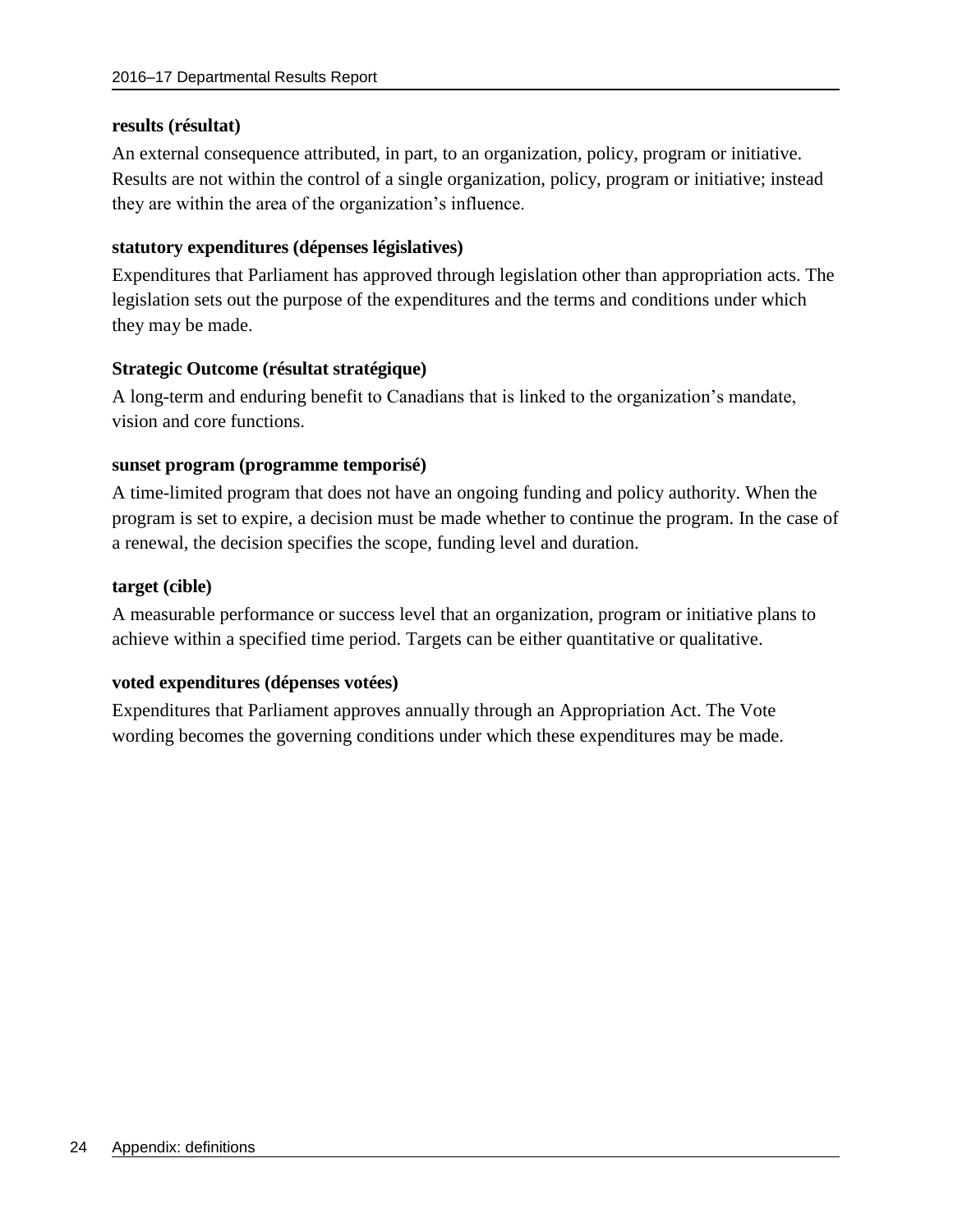**results (résultat)**

An external consequence attributed, in part, to an organization, policy, program or initiative. Results are not within the control of a single organization, policy, program or initiative; instead they are within the area of the organization's influence.

**statutory expenditures (dépenses législatives)**

Expenditures that Parliament has approved through legislation other than appropriation acts. The legislation sets out the purpose of the expenditures and the terms and conditions under which they may be made.

**Strategic Outcome (résultat stratégique)**

A long-term and enduring benefit to Canadians that is linked to the organization's mandate, vision and core functions.

**sunset program (programme temporisé)**

A time-limited program that does not have an ongoing funding and policy authority. When the program is set to expire, a decision must be made whether to continue the program. In the case of a renewal, the decision specifies the scope, funding level and duration.

**target (cible)**

A measurable performance or success level that an organization, program or initiative plans to achieve within a specified time period. Targets can be either quantitative or qualitative.

**voted expenditures (dépenses votées)**

Expenditures that Parliament approves annually through an Appropriation Act. The Vote wording becomes the governing conditions under which these expenditures may be made.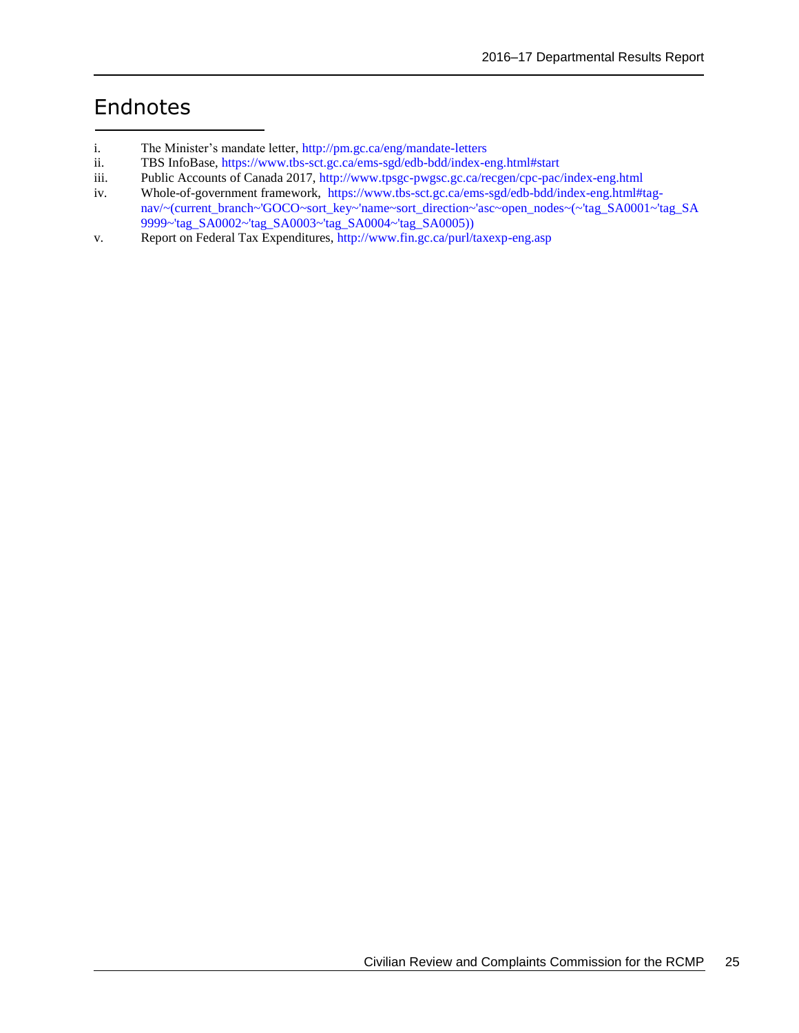# Endnotes

i. The Minister's mandate letter, http://pm.gc.ca/eng/mandate-letters

ii. TBS InfoBase, https://www.tbs-sct.gc.ca/ems-sgd/edb-bdd/index-eng.html#start

iii. Public Accounts of Canada 2017, http://www.tpsgc-pwgsc.gc.ca/recgen/cpc-pac/index-eng.html

iv. Whole-of-government framework, https://www.tbs-sct.gc.ca/ems-sgd/edb-bdd/index-eng.html#tag-nav/~(current_branch~'GOCO~sort_key~'name~sort_direction~'asc~open_nodes~(~'tag_SA0001~'tag_SA9999~'tag_SA0002~'tag_SA0003~'tag_SA0004~'tag_SA0005))

v. Report on Federal Tax Expenditures, http://www.fin.gc.ca/purl/taxexp-eng.asp